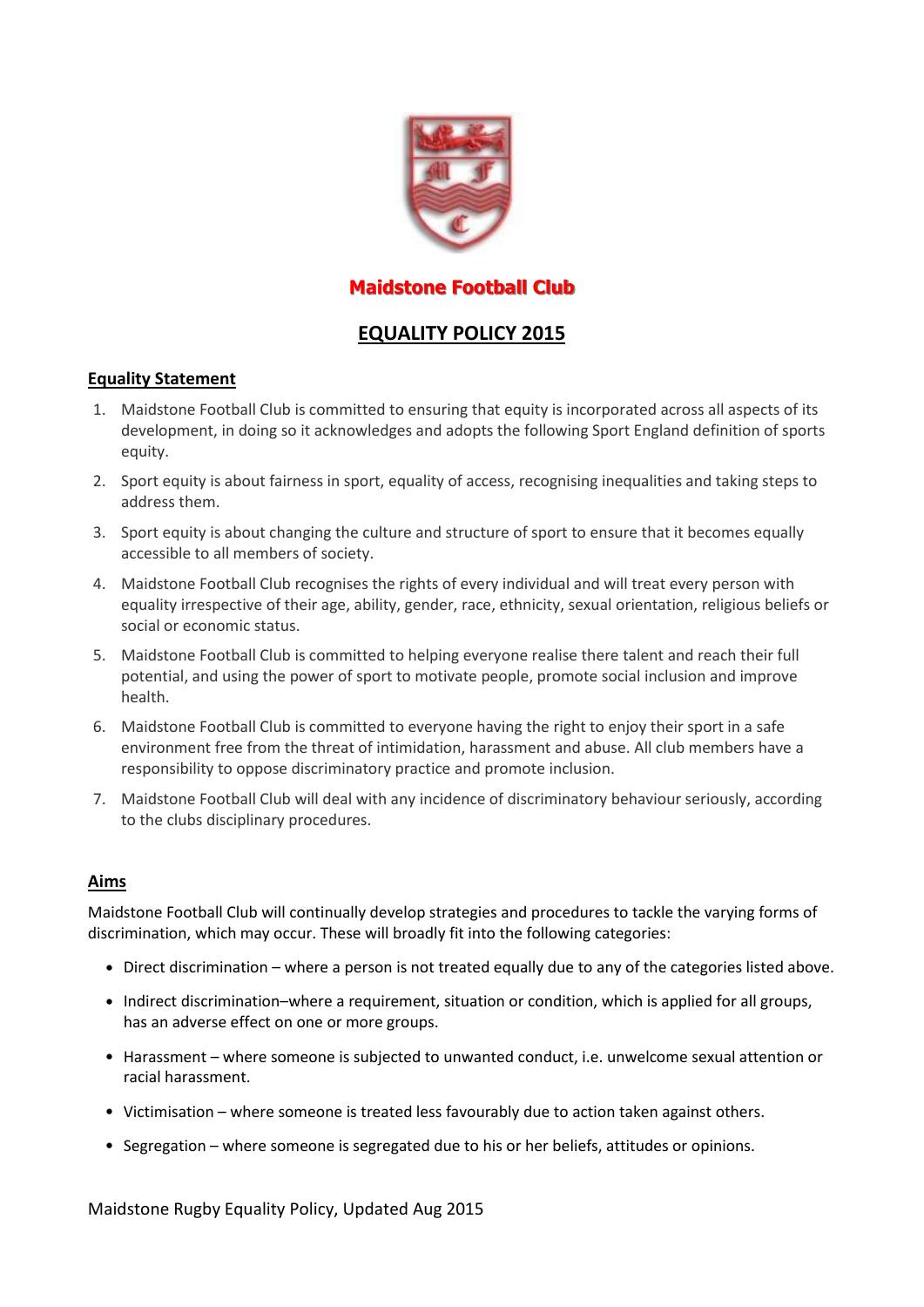## Maidstone Football Club

## EQUALITY POLICY 2015

### Equality Statement

1. Maidstone Football Club is committed to ensuring that equity is incorporated across all aspects of its development, in doing so it acknowledges and adopts the following Sport England definition of sports equity.
2. Sport equity is about fairness in sport, equality of access, recognising inequalities and taking steps to address them.
3. Sport equity is about changing the culture and structure of sport to ensure that it becomes equally accessible to all members of society.
4. Maidstone Football Club recognises the rights of every individual and will treat every person with equality irrespective of their age, ability, gender, race, ethnicity, sexual orientation, religious beliefs or social or economic status.
5. Maidstone Football Club is committed to helping everyone realise there talent and reach their full potential, and using the power of sport to motivate people, promote social inclusion and improve health.
6. Maidstone Football Club is committed to everyone having the right to enjoy their sport in a safe environment free from the threat of intimidation, harassment and abuse. All club members have a responsibility to oppose discriminatory practice and promote inclusion.
7. Maidstone Football Club will deal with any incidence of discriminatory behaviour seriously, according to the clubs disciplinary procedures.

### Aims

Maidstone Football Club will continually develop strategies and procedures to tackle the varying forms of discrimination, which may occur. These will broadly fit into the following categories:

- Direct discrimination – where a person is not treated equally due to any of the categories listed above.
- Indirect discrimination–where a requirement, situation or condition, which is applied for all groups, has an adverse effect on one or more groups.
- Harassment – where someone is subjected to unwanted conduct, i.e. unwelcome sexual attention or racial harassment.
- Victimisation – where someone is treated less favourably due to action taken against others.
- Segregation – where someone is segregated due to his or her beliefs, attitudes or opinions.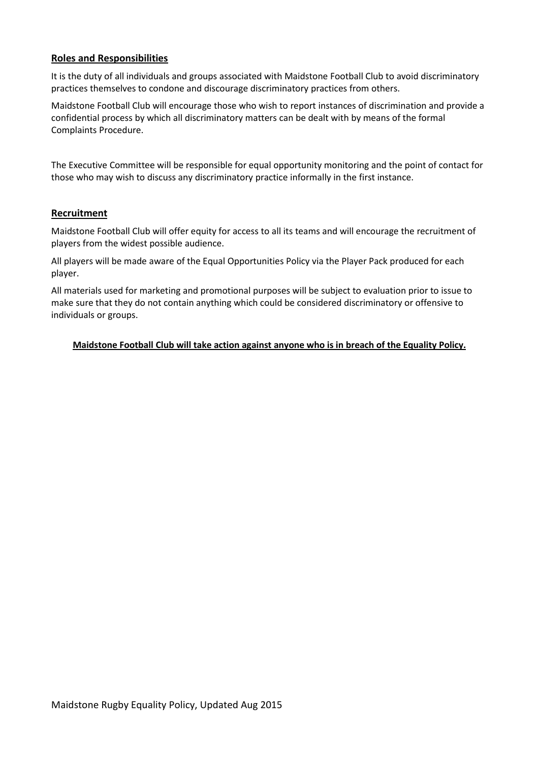## Roles and Responsibilities

It is the duty of all individuals and groups associated with Maidstone Football Club to avoid discriminatory practices themselves to condone and discourage discriminatory practices from others.

Maidstone Football Club will encourage those who wish to report instances of discrimination and provide a confidential process by which all discriminatory matters can be dealt with by means of the formal Complaints Procedure.

The Executive Committee will be responsible for equal opportunity monitoring and the point of contact for those who may wish to discuss any discriminatory practice informally in the first instance.

## Recruitment

Maidstone Football Club will offer equity for access to all its teams and will encourage the recruitment of players from the widest possible audience.

All players will be made aware of the Equal Opportunities Policy via the Player Pack produced for each player.

All materials used for marketing and promotional purposes will be subject to evaluation prior to issue to make sure that they do not contain anything which could be considered discriminatory or offensive to individuals or groups.

**Maidstone Football Club will take action against anyone who is in breach of the Equality Policy.**